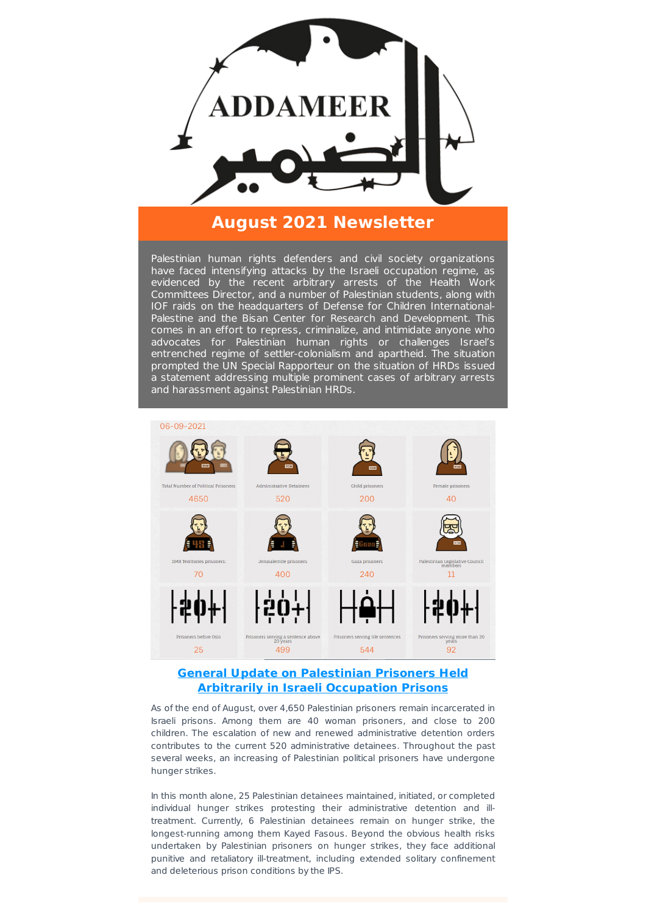# ADDAMEER

الضمير

## August 2021 Newsletter

Palestinian human rights defenders and civil society organizations have faced intensifying attacks by the Israeli occupation regime, as evidenced by the recent arbitrary arrests of the Health Work Committees Director, and a number of Palestinian students, along with IOF raids on the headquarters of Defense for Children International-Palestine and the Bisan Center for Research and Development. This comes in an effort to repress, criminalize, and intimidate anyone who advocates for Palestinian human rights or challenges Israel's entrenched regime of settler-colonialism and apartheid. The situation prompted the UN Special Rapporteur on the situation of HRDs issued a statement addressing multiple prominent cases of arbitrary arrests and harassment against Palestinian HRDs.

06-09-2021

| Total Number of Political Prisoners | Administrative Detainees | Child prisoners | Female prisoners |
| --- | --- | --- | --- |
| 4650 | 520 | 200 | 40 |
| **1948 Territories prisoners:** | **Jerusalemite prisoners** | **Gaza prisoners** | **Palestinian Legislative Council members** |
| 70 | 400 | 240 | 11 |
| **Prisoners before Oslo** | **Prisoners serving a sentence above 20 years** | **Prisoners serving life sentences** | **Prisoners serving more than 20 years** |
| 25 | 499 | 544 | 92 |

### General Update on Palestinian Prisoners Held Arbitrarily in Israeli Occupation Prisons

As of the end of August, over 4,650 Palestinian prisoners remain incarcerated in Israeli prisons. Among them are 40 woman prisoners, and close to 200 children. The escalation of new and renewed administrative detention orders contributes to the current 520 administrative detainees. Throughout the past several weeks, an increasing of Palestinian political prisoners have undergone hunger strikes.

In this month alone, 25 Palestinian detainees maintained, initiated, or completed individual hunger strikes protesting their administrative detention and ill-treatment. Currently, 6 Palestinian detainees remain on hunger strike, the longest-running among them Kayed Fasous. Beyond the obvious health risks undertaken by Palestinian prisoners on hunger strikes, they face additional punitive and retaliatory ill-treatment, including extended solitary confinement and deleterious prison conditions by the IPS.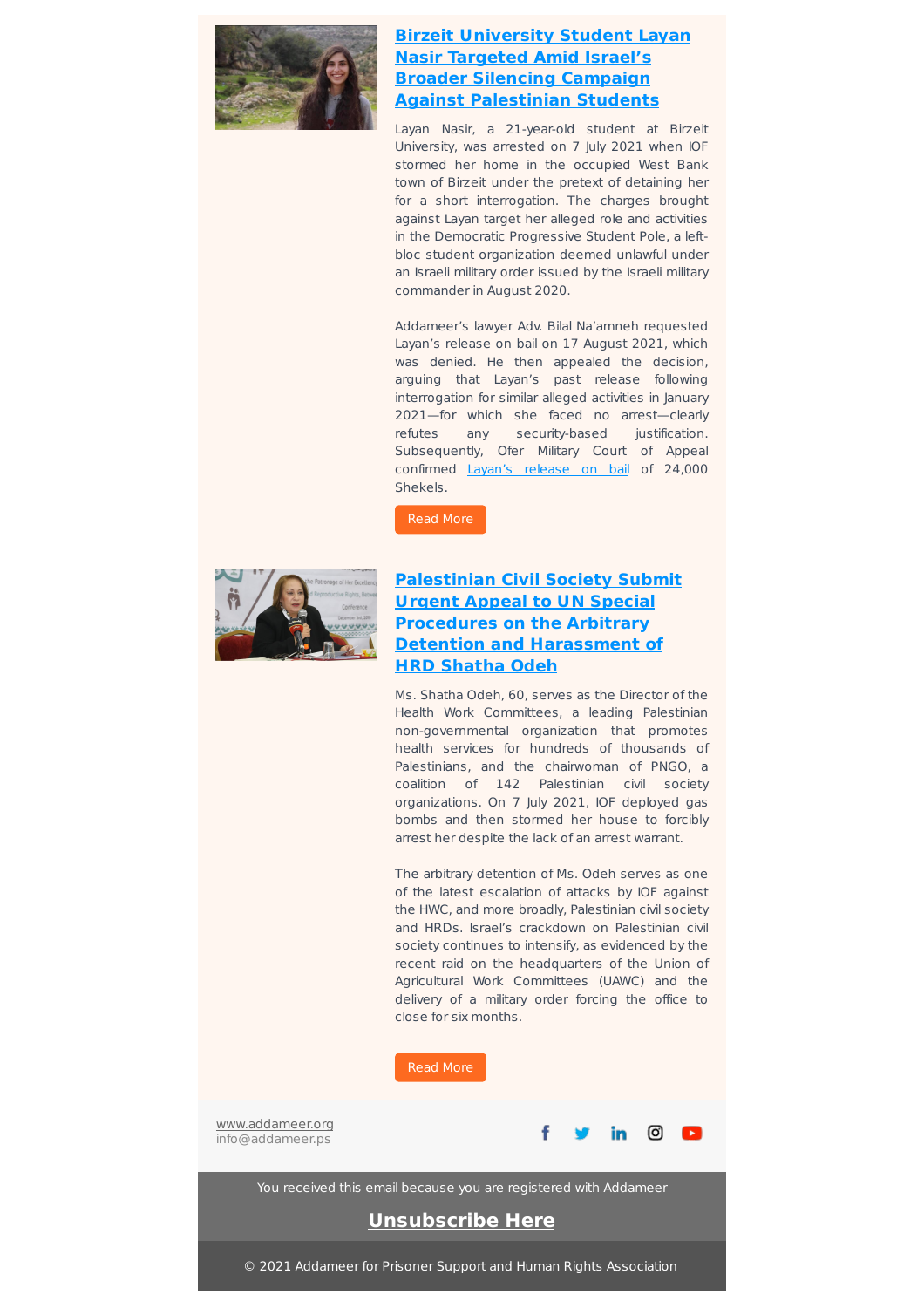## Birzeit University Student Layan Nasir Targeted Amid Israel's Broader Silencing Campaign Against Palestinian Students

Layan Nasir, a 21-year-old student at Birzeit University, was arrested on 7 July 2021 when IOF stormed her home in the occupied West Bank town of Birzeit under the pretext of detaining her for a short interrogation. The charges brought against Layan target her alleged role and activities in the Democratic Progressive Student Pole, a left-bloc student organization deemed unlawful under an Israeli military order issued by the Israeli military commander in August 2020.

Addameer's lawyer Adv. Bilal Na'amneh requested Layan's release on bail on 17 August 2021, which was denied. He then appealed the decision, arguing that Layan's past release following interrogation for similar alleged activities in January 2021—for which she faced no arrest—clearly refutes any security-based justification. Subsequently, Ofer Military Court of Appeal confirmed Layan's release on bail of 24,000 Shekels.

Read More

## Palestinian Civil Society Submit Urgent Appeal to UN Special Procedures on the Arbitrary Detention and Harassment of HRD Shatha Odeh

Ms. Shatha Odeh, 60, serves as the Director of the Health Work Committees, a leading Palestinian non-governmental organization that promotes health services for hundreds of thousands of Palestinians, and the chairwoman of PNGO, a coalition of 142 Palestinian civil society organizations. On 7 July 2021, IOF deployed gas bombs and then stormed her house to forcibly arrest her despite the lack of an arrest warrant.

The arbitrary detention of Ms. Odeh serves as one of the latest escalation of attacks by IOF against the HWC, and more broadly, Palestinian civil society and HRDs. Israel's crackdown on Palestinian civil society continues to intensify, as evidenced by the recent raid on the headquarters of the Union of Agricultural Work Committees (UAWC) and the delivery of a military order forcing the office to close for six months.

Read More

www.addameer.org
info@addameer.ps

You received this email because you are registered with Addameer

**Unsubscribe Here**

© 2021 Addameer for Prisoner Support and Human Rights Association